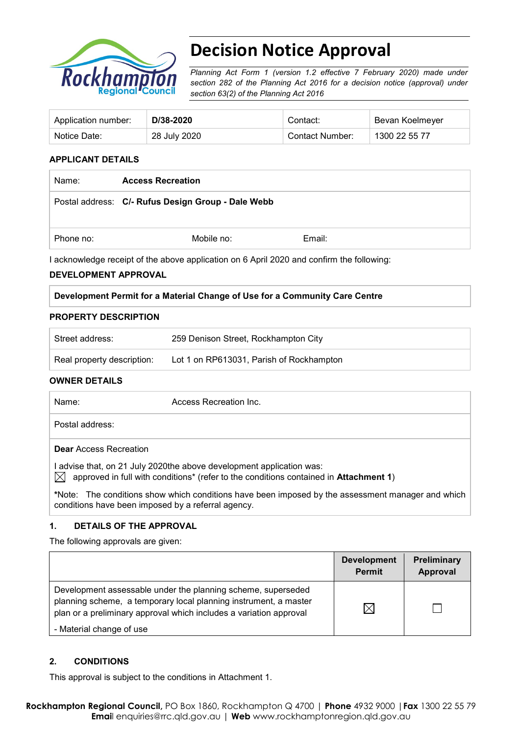# Decision Notice Approval

*Planning Act Form 1 (version 1.2 effective 7 February 2020) made under section 282 of the Planning Act 2016 for a decision notice (approval) under section 63(2) of the Planning Act 2016*

| Application number: | **D/38-2020** | Contact: | Bevan Koelmeyer |
|---|---|---|---|
| Notice Date: | 28 July 2020 | Contact Number: | 1300 22 55 77 |

## APPLICANT DETAILS

| Name: | **Access Recreation** | |
|---|---|---|
| Postal address: | **C/- Rufus Design Group - Dale Webb** | |
| Phone no: | Mobile no: | Email: |

I acknowledge receipt of the above application on 6 April 2020 and confirm the following:

## DEVELOPMENT APPROVAL

**Development Permit for a Material Change of Use for a Community Care Centre**

## PROPERTY DESCRIPTION

| Street address: | 259 Denison Street, Rockhampton City |
|---|---|
| Real property description: | Lot 1 on RP613031, Parish of Rockhampton |

## OWNER DETAILS

| Name: | Access Recreation Inc. |
|---|---|
| Postal address: | |

**Dear** Access Recreation

I advise that, on 21 July 2020the above development application was:

☒ approved in full with conditions* (refer to the conditions contained in **Attachment 1**)

*Note: The conditions show which conditions have been imposed by the assessment manager and which conditions have been imposed by a referral agency.

## 1. DETAILS OF THE APPROVAL

The following approvals are given:

| | Development Permit | Preliminary Approval |
|---|---|---|
| Development assessable under the planning scheme, superseded planning scheme, a temporary local planning instrument, a master plan or a preliminary approval which includes a variation approval<br>- Material change of use | ☒ | ☐ |

## 2. CONDITIONS

This approval is subject to the conditions in Attachment 1.

**Rockhampton Regional Council**, PO Box 1860, Rockhampton Q 4700 | **Phone** 4932 9000 | **Fax** 1300 22 55 79
**Email** enquiries@rrc.qld.gov.au | **Web** www.rockhamptonregion.qld.gov.au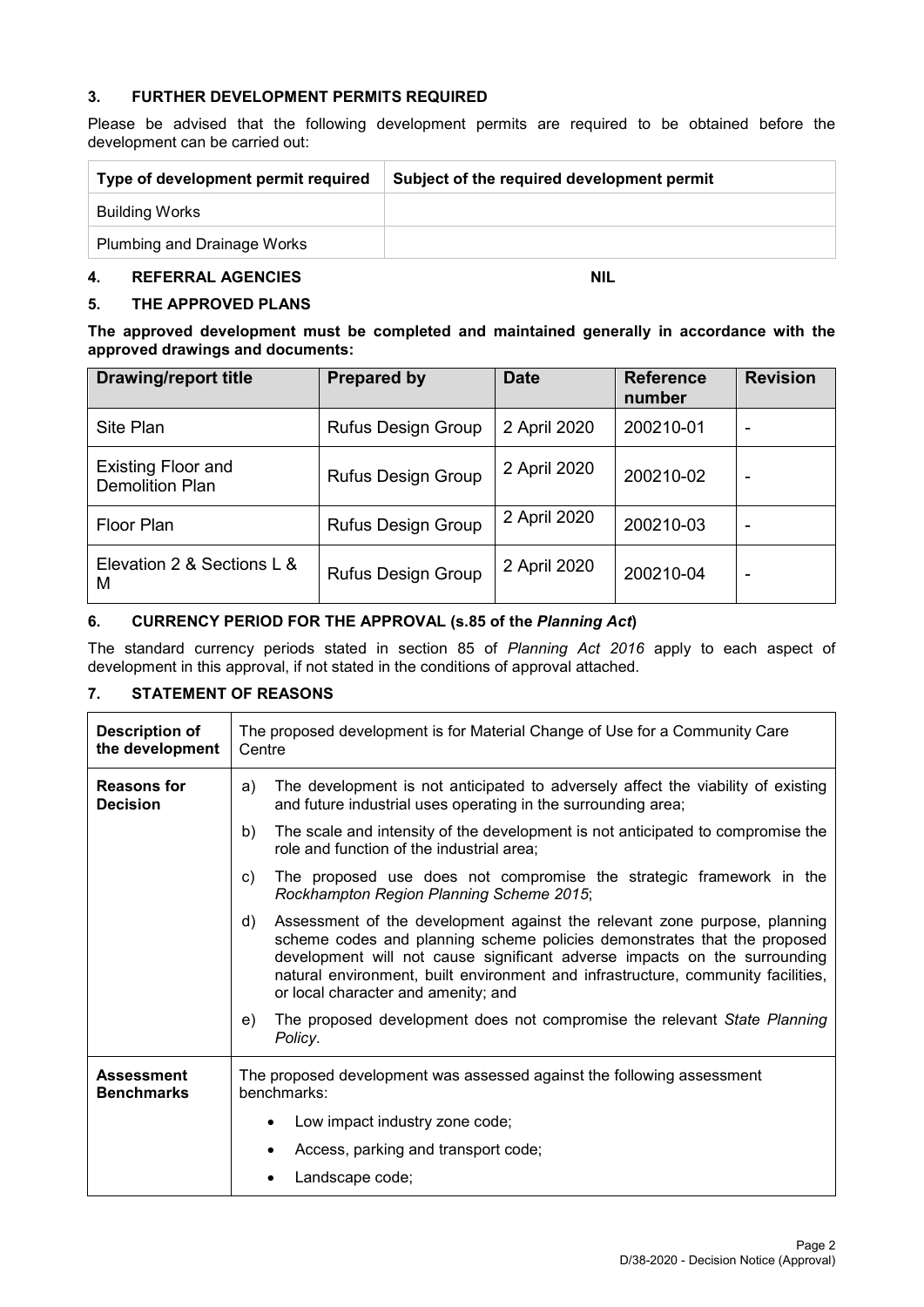### 3. FURTHER DEVELOPMENT PERMITS REQUIRED

Please be advised that the following development permits are required to be obtained before the development can be carried out:

| Type of development permit required | Subject of the required development permit |
|---|---|
| Building Works | |
| Plumbing and Drainage Works | |

### 4. REFERRAL AGENCIES NIL

### 5. THE APPROVED PLANS

**The approved development must be completed and maintained generally in accordance with the approved drawings and documents:**

| Drawing/report title | Prepared by | Date | Reference number | Revision |
|---|---|---|---|---|
| Site Plan | Rufus Design Group | 2 April 2020 | 200210-01 | - |
| Existing Floor and Demolition Plan | Rufus Design Group | 2 April 2020 | 200210-02 | - |
| Floor Plan | Rufus Design Group | 2 April 2020 | 200210-03 | - |
| Elevation 2 & Sections L & M | Rufus Design Group | 2 April 2020 | 200210-04 | - |

### 6. CURRENCY PERIOD FOR THE APPROVAL (s.85 of the *Planning Act*)

The standard currency periods stated in section 85 of *Planning Act 2016* apply to each aspect of development in this approval, if not stated in the conditions of approval attached.

### 7. STATEMENT OF REASONS

| | |
|---|---|
| **Description of the development** | The proposed development is for Material Change of Use for a Community Care Centre |
| **Reasons for Decision** | a) The development is not anticipated to adversely affect the viability of existing and future industrial uses operating in the surrounding area;<br>b) The scale and intensity of the development is not anticipated to compromise the role and function of the industrial area;<br>c) The proposed use does not compromise the strategic framework in the *Rockhampton Region Planning Scheme 2015*;<br>d) Assessment of the development against the relevant zone purpose, planning scheme codes and planning scheme policies demonstrates that the proposed development will not cause significant adverse impacts on the surrounding natural environment, built environment and infrastructure, community facilities, or local character and amenity; and<br>e) The proposed development does not compromise the relevant *State Planning Policy*. |
| **Assessment Benchmarks** | The proposed development was assessed against the following assessment benchmarks:<br>• Low impact industry zone code;<br>• Access, parking and transport code;<br>• Landscape code; |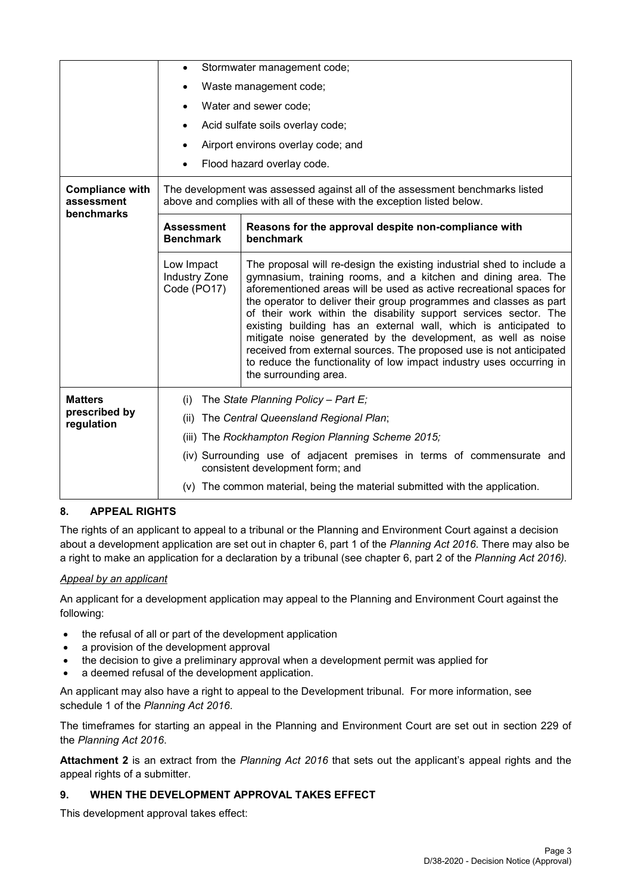| | | |
|---|---|---|
| | • Stormwater management code;<br>• Waste management code;<br>• Water and sewer code;<br>• Acid sulfate soils overlay code;<br>• Airport environs overlay code; and<br>• Flood hazard overlay code. | |
| **Compliance with assessment benchmarks** | The development was assessed against all of the assessment benchmarks listed above and complies with all of these with the exception listed below. | |
| | **Assessment Benchmark** | **Reasons for the approval despite non-compliance with benchmark** |
| | Low Impact Industry Zone Code (PO17) | The proposal will re-design the existing industrial shed to include a gymnasium, training rooms, and a kitchen and dining area. The aforementioned areas will be used as active recreational spaces for the operator to deliver their group programmes and classes as part of their work within the disability support services sector. The existing building has an external wall, which is anticipated to mitigate noise generated by the development, as well as noise received from external sources. The proposed use is not anticipated to reduce the functionality of low impact industry uses occurring in the surrounding area. |
| **Matters prescribed by regulation** | (i) The *State Planning Policy – Part E;*<br>(ii) The *Central Queensland Regional Plan*;<br>(iii) The *Rockhampton Region Planning Scheme 2015;*<br>(iv) Surrounding use of adjacent premises in terms of commensurate and consistent development form; and<br>(v) The common material, being the material submitted with the application. | |

## 8. APPEAL RIGHTS

The rights of an applicant to appeal to a tribunal or the Planning and Environment Court against a decision about a development application are set out in chapter 6, part 1 of the *Planning Act 2016*. There may also be a right to make an application for a declaration by a tribunal (see chapter 6, part 2 of the *Planning Act 2016).*

*Appeal by an applicant*

An applicant for a development application may appeal to the Planning and Environment Court against the following:

- the refusal of all or part of the development application
- a provision of the development approval
- the decision to give a preliminary approval when a development permit was applied for
- a deemed refusal of the development application.

An applicant may also have a right to appeal to the Development tribunal. For more information, see schedule 1 of the *Planning Act 2016*.

The timeframes for starting an appeal in the Planning and Environment Court are set out in section 229 of the *Planning Act 2016*.

**Attachment 2** is an extract from the *Planning Act 2016* that sets out the applicant's appeal rights and the appeal rights of a submitter.

## 9. WHEN THE DEVELOPMENT APPROVAL TAKES EFFECT

This development approval takes effect: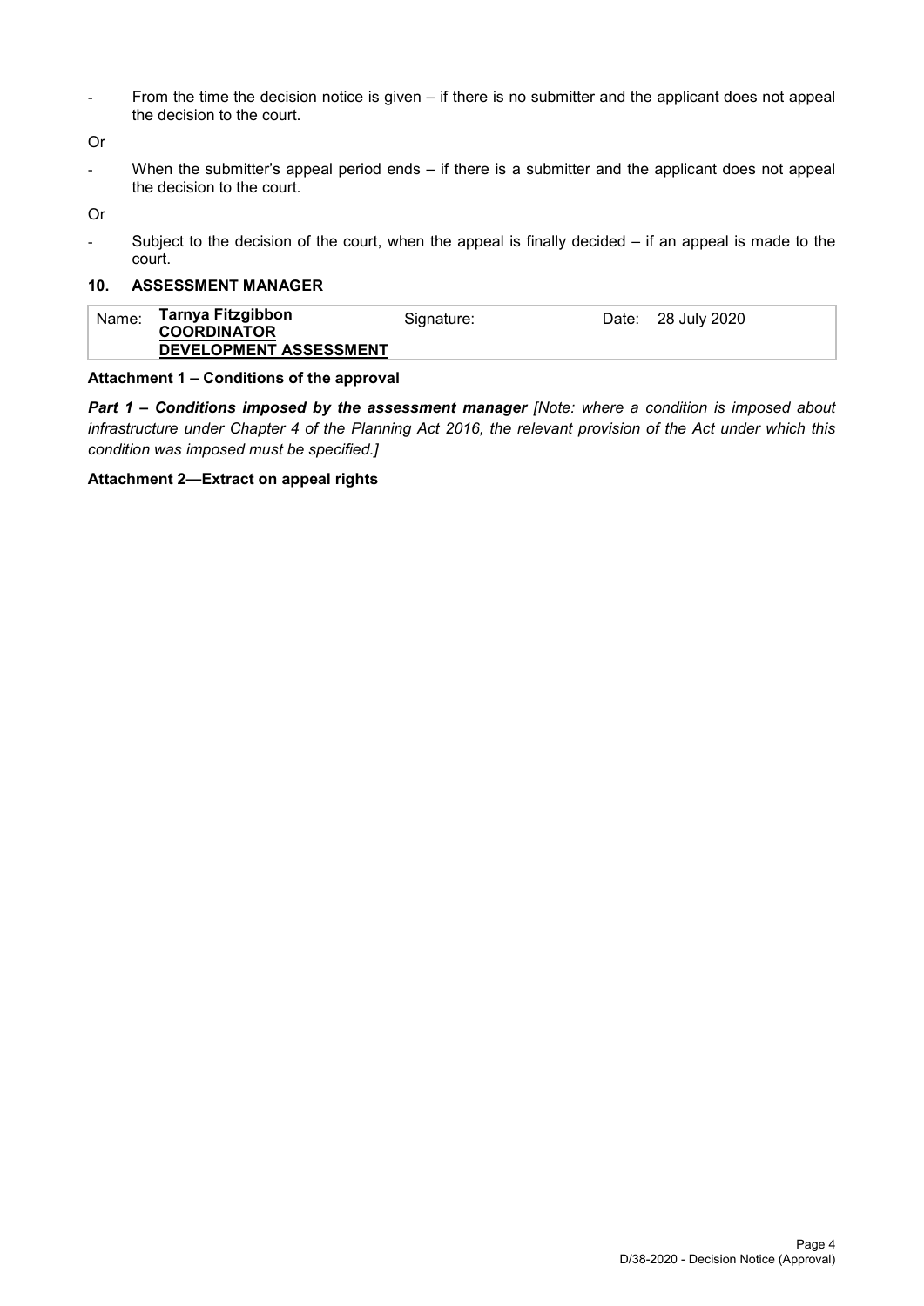- From the time the decision notice is given – if there is no submitter and the applicant does not appeal the decision to the court.

Or

- When the submitter's appeal period ends – if there is a submitter and the applicant does not appeal the decision to the court.

Or

- Subject to the decision of the court, when the appeal is finally decided – if an appeal is made to the court.

## 10. ASSESSMENT MANAGER

| Name: | **Tarnya Fitzgibbon** **COORDINATOR** **DEVELOPMENT ASSESSMENT** | Signature: | | Date: | 28 July 2020 |
|---|---|---|---|---|---|

**Attachment 1 – Conditions of the approval**

***Part 1 – Conditions imposed by the assessment manager*** *[Note: where a condition is imposed about infrastructure under Chapter 4 of the Planning Act 2016, the relevant provision of the Act under which this condition was imposed must be specified.]*

**Attachment 2—Extract on appeal rights**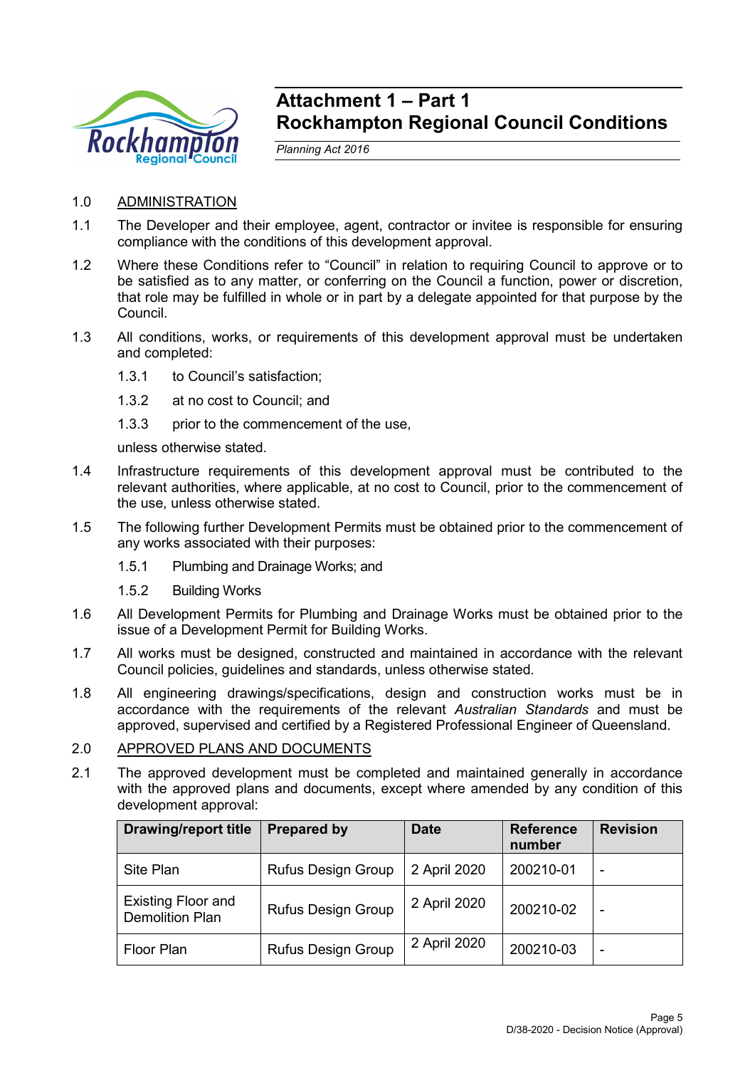# Attachment 1 – Part 1
# Rockhampton Regional Council Conditions

*Planning Act 2016*

1.0 ADMINISTRATION

1.1 The Developer and their employee, agent, contractor or invitee is responsible for ensuring compliance with the conditions of this development approval.

1.2 Where these Conditions refer to "Council" in relation to requiring Council to approve or to be satisfied as to any matter, or conferring on the Council a function, power or discretion, that role may be fulfilled in whole or in part by a delegate appointed for that purpose by the Council.

1.3 All conditions, works, or requirements of this development approval must be undertaken and completed:

1.3.1 to Council's satisfaction;

1.3.2 at no cost to Council; and

1.3.3 prior to the commencement of the use,

unless otherwise stated.

1.4 Infrastructure requirements of this development approval must be contributed to the relevant authorities, where applicable, at no cost to Council, prior to the commencement of the use, unless otherwise stated.

1.5 The following further Development Permits must be obtained prior to the commencement of any works associated with their purposes:

1.5.1 Plumbing and Drainage Works; and

1.5.2 Building Works

1.6 All Development Permits for Plumbing and Drainage Works must be obtained prior to the issue of a Development Permit for Building Works.

1.7 All works must be designed, constructed and maintained in accordance with the relevant Council policies, guidelines and standards, unless otherwise stated.

1.8 All engineering drawings/specifications, design and construction works must be in accordance with the requirements of the relevant *Australian Standards* and must be approved, supervised and certified by a Registered Professional Engineer of Queensland.

2.0 APPROVED PLANS AND DOCUMENTS

2.1 The approved development must be completed and maintained generally in accordance with the approved plans and documents, except where amended by any condition of this development approval:

| Drawing/report title | Prepared by | Date | Reference number | Revision |
|---|---|---|---|---|
| Site Plan | Rufus Design Group | 2 April 2020 | 200210-01 | - |
| Existing Floor and Demolition Plan | Rufus Design Group | 2 April 2020 | 200210-02 | - |
| Floor Plan | Rufus Design Group | 2 April 2020 | 200210-03 | - |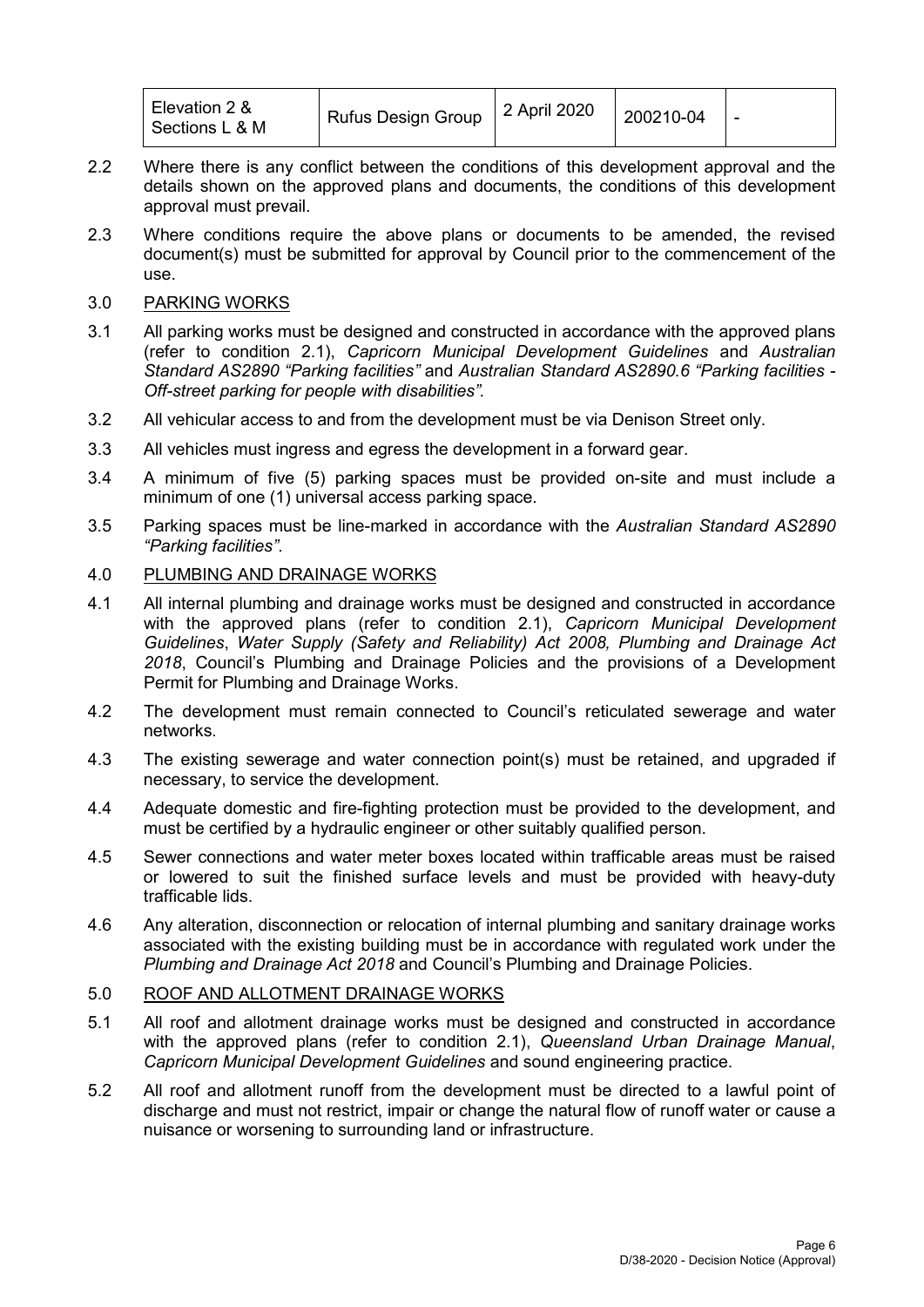| Elevation 2 & Sections L & M | Rufus Design Group | 2 April 2020 | 200210-04 | - |
|---|---|---|---|---|

2.2 Where there is any conflict between the conditions of this development approval and the details shown on the approved plans and documents, the conditions of this development approval must prevail.

2.3 Where conditions require the above plans or documents to be amended, the revised document(s) must be submitted for approval by Council prior to the commencement of the use.

3.0 PARKING WORKS

3.1 All parking works must be designed and constructed in accordance with the approved plans (refer to condition 2.1), *Capricorn Municipal Development Guidelines* and *Australian Standard AS2890 "Parking facilities"* and *Australian Standard AS2890.6 "Parking facilities - Off-street parking for people with disabilities"*.

3.2 All vehicular access to and from the development must be via Denison Street only.

3.3 All vehicles must ingress and egress the development in a forward gear.

3.4 A minimum of five (5) parking spaces must be provided on-site and must include a minimum of one (1) universal access parking space.

3.5 Parking spaces must be line-marked in accordance with the *Australian Standard AS2890 "Parking facilities"*.

4.0 PLUMBING AND DRAINAGE WORKS

4.1 All internal plumbing and drainage works must be designed and constructed in accordance with the approved plans (refer to condition 2.1), *Capricorn Municipal Development Guidelines*, *Water Supply (Safety and Reliability) Act 2008, Plumbing and Drainage Act 2018*, Council's Plumbing and Drainage Policies and the provisions of a Development Permit for Plumbing and Drainage Works.

4.2 The development must remain connected to Council's reticulated sewerage and water networks.

4.3 The existing sewerage and water connection point(s) must be retained, and upgraded if necessary, to service the development.

4.4 Adequate domestic and fire-fighting protection must be provided to the development, and must be certified by a hydraulic engineer or other suitably qualified person.

4.5 Sewer connections and water meter boxes located within trafficable areas must be raised or lowered to suit the finished surface levels and must be provided with heavy-duty trafficable lids.

4.6 Any alteration, disconnection or relocation of internal plumbing and sanitary drainage works associated with the existing building must be in accordance with regulated work under the *Plumbing and Drainage Act 2018* and Council's Plumbing and Drainage Policies.

5.0 ROOF AND ALLOTMENT DRAINAGE WORKS

5.1 All roof and allotment drainage works must be designed and constructed in accordance with the approved plans (refer to condition 2.1), *Queensland Urban Drainage Manual*, *Capricorn Municipal Development Guidelines* and sound engineering practice.

5.2 All roof and allotment runoff from the development must be directed to a lawful point of discharge and must not restrict, impair or change the natural flow of runoff water or cause a nuisance or worsening to surrounding land or infrastructure.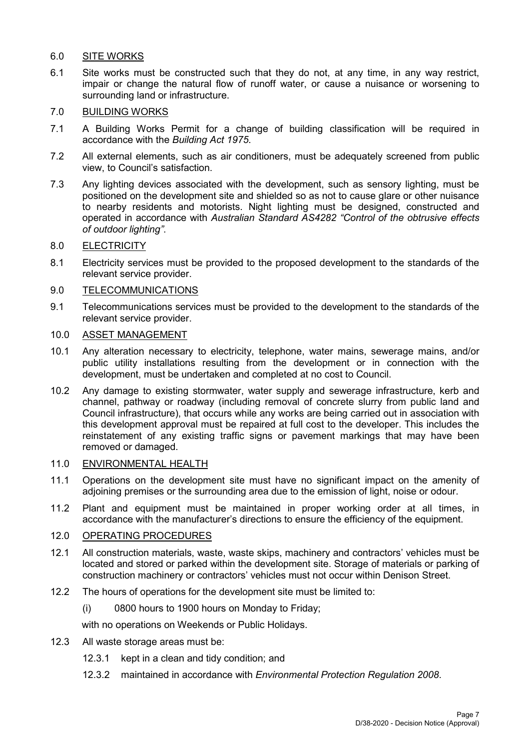6.0 SITE WORKS

6.1 Site works must be constructed such that they do not, at any time, in any way restrict, impair or change the natural flow of runoff water, or cause a nuisance or worsening to surrounding land or infrastructure.

7.0 BUILDING WORKS

7.1 A Building Works Permit for a change of building classification will be required in accordance with the *Building Act 1975*.

7.2 All external elements, such as air conditioners, must be adequately screened from public view, to Council's satisfaction.

7.3 Any lighting devices associated with the development, such as sensory lighting, must be positioned on the development site and shielded so as not to cause glare or other nuisance to nearby residents and motorists. Night lighting must be designed, constructed and operated in accordance with *Australian Standard AS4282 "Control of the obtrusive effects of outdoor lighting"*.

8.0 ELECTRICITY

8.1 Electricity services must be provided to the proposed development to the standards of the relevant service provider.

9.0 TELECOMMUNICATIONS

9.1 Telecommunications services must be provided to the development to the standards of the relevant service provider.

10.0 ASSET MANAGEMENT

10.1 Any alteration necessary to electricity, telephone, water mains, sewerage mains, and/or public utility installations resulting from the development or in connection with the development, must be undertaken and completed at no cost to Council.

10.2 Any damage to existing stormwater, water supply and sewerage infrastructure, kerb and channel, pathway or roadway (including removal of concrete slurry from public land and Council infrastructure), that occurs while any works are being carried out in association with this development approval must be repaired at full cost to the developer. This includes the reinstatement of any existing traffic signs or pavement markings that may have been removed or damaged.

11.0 ENVIRONMENTAL HEALTH

11.1 Operations on the development site must have no significant impact on the amenity of adjoining premises or the surrounding area due to the emission of light, noise or odour.

11.2 Plant and equipment must be maintained in proper working order at all times, in accordance with the manufacturer's directions to ensure the efficiency of the equipment.

12.0 OPERATING PROCEDURES

12.1 All construction materials, waste, waste skips, machinery and contractors' vehicles must be located and stored or parked within the development site. Storage of materials or parking of construction machinery or contractors' vehicles must not occur within Denison Street.

12.2 The hours of operations for the development site must be limited to:

(i) 0800 hours to 1900 hours on Monday to Friday;

with no operations on Weekends or Public Holidays.

12.3 All waste storage areas must be:

12.3.1 kept in a clean and tidy condition; and

12.3.2 maintained in accordance with *Environmental Protection Regulation 2008*.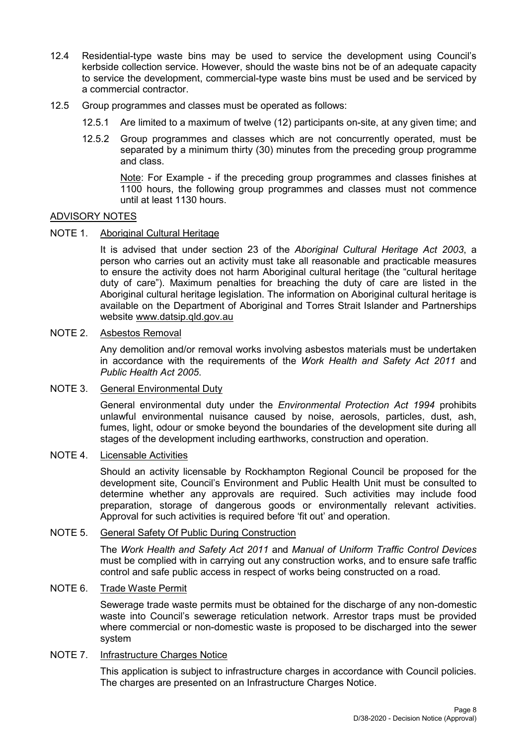12.4 Residential-type waste bins may be used to service the development using Council's kerbside collection service. However, should the waste bins not be of an adequate capacity to service the development, commercial-type waste bins must be used and be serviced by a commercial contractor.

12.5 Group programmes and classes must be operated as follows:

12.5.1 Are limited to a maximum of twelve (12) participants on-site, at any given time; and

12.5.2 Group programmes and classes which are not concurrently operated, must be separated by a minimum thirty (30) minutes from the preceding group programme and class.

<u>Note</u>: For Example - if the preceding group programmes and classes finishes at 1100 hours, the following group programmes and classes must not commence until at least 1130 hours.

<u>ADVISORY NOTES</u>

NOTE 1. <u>Aboriginal Cultural Heritage</u>

It is advised that under section 23 of the *Aboriginal Cultural Heritage Act 2003*, a person who carries out an activity must take all reasonable and practicable measures to ensure the activity does not harm Aboriginal cultural heritage (the "cultural heritage duty of care"). Maximum penalties for breaching the duty of care are listed in the Aboriginal cultural heritage legislation. The information on Aboriginal cultural heritage is available on the Department of Aboriginal and Torres Strait Islander and Partnerships website <u>www.datsip.qld.gov.au</u>

NOTE 2. <u>Asbestos Removal</u>

Any demolition and/or removal works involving asbestos materials must be undertaken in accordance with the requirements of the *Work Health and Safety Act 2011* and *Public Health Act 2005*.

NOTE 3. <u>General Environmental Duty</u>

General environmental duty under the *Environmental Protection Act 1994* prohibits unlawful environmental nuisance caused by noise, aerosols, particles, dust, ash, fumes, light, odour or smoke beyond the boundaries of the development site during all stages of the development including earthworks, construction and operation.

NOTE 4. <u>Licensable Activities</u>

Should an activity licensable by Rockhampton Regional Council be proposed for the development site, Council's Environment and Public Health Unit must be consulted to determine whether any approvals are required. Such activities may include food preparation, storage of dangerous goods or environmentally relevant activities. Approval for such activities is required before 'fit out' and operation.

NOTE 5. <u>General Safety Of Public During Construction</u>

The *Work Health and Safety Act 2011* and *Manual of Uniform Traffic Control Devices* must be complied with in carrying out any construction works, and to ensure safe traffic control and safe public access in respect of works being constructed on a road.

NOTE 6. <u>Trade Waste Permit</u>

Sewerage trade waste permits must be obtained for the discharge of any non-domestic waste into Council's sewerage reticulation network. Arrestor traps must be provided where commercial or non-domestic waste is proposed to be discharged into the sewer system

NOTE 7. <u>Infrastructure Charges Notice</u>

This application is subject to infrastructure charges in accordance with Council policies. The charges are presented on an Infrastructure Charges Notice.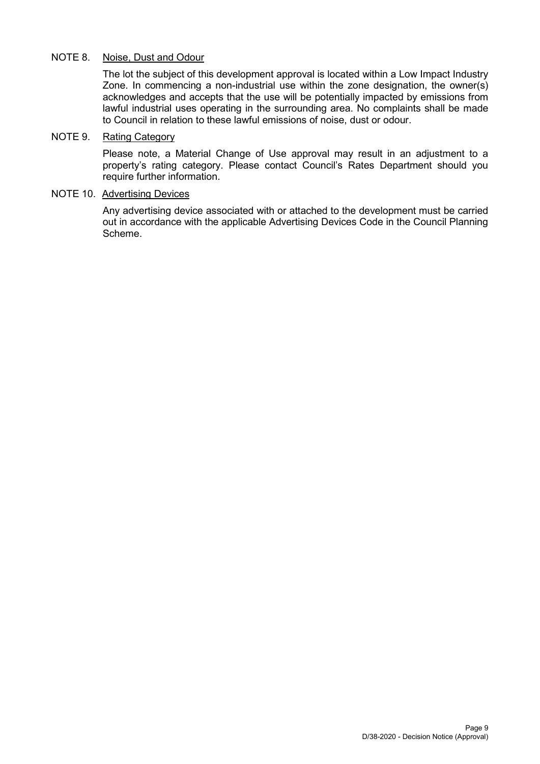NOTE 8. Noise, Dust and Odour

The lot the subject of this development approval is located within a Low Impact Industry Zone. In commencing a non-industrial use within the zone designation, the owner(s) acknowledges and accepts that the use will be potentially impacted by emissions from lawful industrial uses operating in the surrounding area. No complaints shall be made to Council in relation to these lawful emissions of noise, dust or odour.

NOTE 9. Rating Category

Please note, a Material Change of Use approval may result in an adjustment to a property's rating category. Please contact Council's Rates Department should you require further information.

NOTE 10. Advertising Devices

Any advertising device associated with or attached to the development must be carried out in accordance with the applicable Advertising Devices Code in the Council Planning Scheme.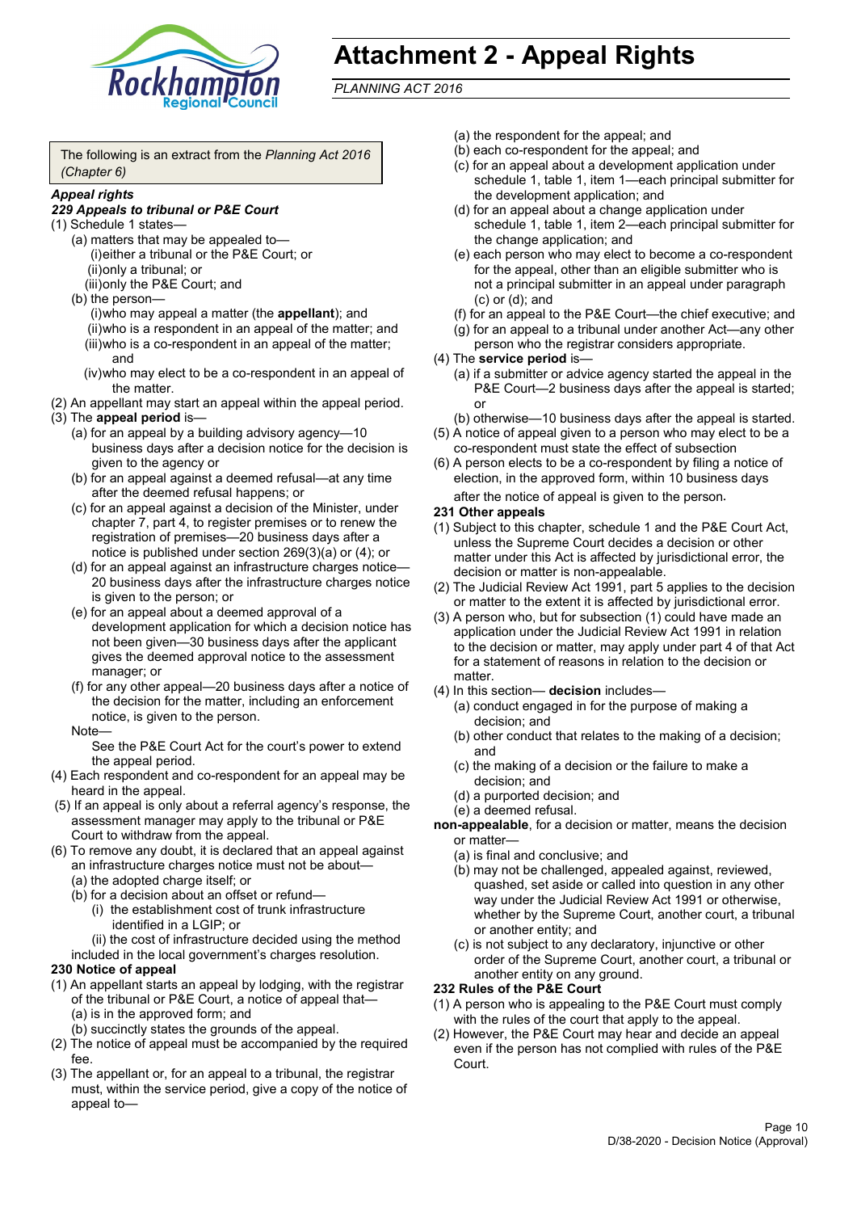# Attachment 2 - Appeal Rights

*PLANNING ACT 2016*

The following is an extract from the *Planning Act 2016 (Chapter 6)*

***Appeal rights***

***229 Appeals to tribunal or P&E Court***

(1) Schedule 1 states—

- (a) matters that may be appealed to—
  - (i) either a tribunal or the P&E Court; or
  - (ii) only a tribunal; or
  - (iii) only the P&E Court; and
- (b) the person—
  - (i) who may appeal a matter (the **appellant**); and
  - (ii) who is a respondent in an appeal of the matter; and
  - (iii) who is a co-respondent in an appeal of the matter; and
  - (iv) who may elect to be a co-respondent in an appeal of the matter.

(2) An appellant may start an appeal within the appeal period.

(3) The **appeal period** is—

- (a) for an appeal by a building advisory agency—10 business days after a decision notice for the decision is given to the agency or
- (b) for an appeal against a deemed refusal—at any time after the deemed refusal happens; or
- (c) for an appeal against a decision of the Minister, under chapter 7, part 4, to register premises or to renew the registration of premises—20 business days after a notice is published under section 269(3)(a) or (4); or
- (d) for an appeal against an infrastructure charges notice—20 business days after the infrastructure charges notice is given to the person; or
- (e) for an appeal about a deemed approval of a development application for which a decision notice has not been given—30 business days after the applicant gives the deemed approval notice to the assessment manager; or
- (f) for any other appeal—20 business days after a notice of the decision for the matter, including an enforcement notice, is given to the person.

Note—

See the P&E Court Act for the court's power to extend the appeal period.

(4) Each respondent and co-respondent for an appeal may be heard in the appeal.

(5) If an appeal is only about a referral agency's response, the assessment manager may apply to the tribunal or P&E Court to withdraw from the appeal.

(6) To remove any doubt, it is declared that an appeal against an infrastructure charges notice must not be about—

- (a) the adopted charge itself; or
- (b) for a decision about an offset or refund—
  - (i) the establishment cost of trunk infrastructure identified in a LGIP; or
  - (ii) the cost of infrastructure decided using the method included in the local government's charges resolution.

**230 Notice of appeal**

(1) An appellant starts an appeal by lodging, with the registrar of the tribunal or P&E Court, a notice of appeal that—

- (a) is in the approved form; and
- (b) succinctly states the grounds of the appeal.

(2) The notice of appeal must be accompanied by the required fee.

(3) The appellant or, for an appeal to a tribunal, the registrar must, within the service period, give a copy of the notice of appeal to—

- (a) the respondent for the appeal; and
- (b) each co-respondent for the appeal; and
- (c) for an appeal about a development application under schedule 1, table 1, item 1—each principal submitter for the development application; and
- (d) for an appeal about a change application under schedule 1, table 1, item 2—each principal submitter for the change application; and
- (e) each person who may elect to become a co-respondent for the appeal, other than an eligible submitter who is not a principal submitter in an appeal under paragraph (c) or (d); and
- (f) for an appeal to the P&E Court—the chief executive; and
- (g) for an appeal to a tribunal under another Act—any other person who the registrar considers appropriate.

(4) The **service period** is—

- (a) if a submitter or advice agency started the appeal in the P&E Court—2 business days after the appeal is started; or
- (b) otherwise—10 business days after the appeal is started.

(5) A notice of appeal given to a person who may elect to be a co-respondent must state the effect of subsection

(6) A person elects to be a co-respondent by filing a notice of election, in the approved form, within 10 business days after the notice of appeal is given to the person.

**231 Other appeals**

(1) Subject to this chapter, schedule 1 and the P&E Court Act, unless the Supreme Court decides a decision or other matter under this Act is affected by jurisdictional error, the decision or matter is non-appealable.

(2) The Judicial Review Act 1991, part 5 applies to the decision or matter to the extent it is affected by jurisdictional error.

(3) A person who, but for subsection (1) could have made an application under the Judicial Review Act 1991 in relation to the decision or matter, may apply under part 4 of that Act for a statement of reasons in relation to the decision or matter.

(4) In this section— **decision** includes—

- (a) conduct engaged in for the purpose of making a decision; and
- (b) other conduct that relates to the making of a decision; and
- (c) the making of a decision or the failure to make a decision; and
- (d) a purported decision; and
- (e) a deemed refusal.

**non-appealable**, for a decision or matter, means the decision or matter—

- (a) is final and conclusive; and
- (b) may not be challenged, appealed against, reviewed, quashed, set aside or called into question in any other way under the Judicial Review Act 1991 or otherwise, whether by the Supreme Court, another court, a tribunal or another entity; and
- (c) is not subject to any declaratory, injunctive or other order of the Supreme Court, another court, a tribunal or another entity on any ground.

**232 Rules of the P&E Court**

(1) A person who is appealing to the P&E Court must comply with the rules of the court that apply to the appeal.

(2) However, the P&E Court may hear and decide an appeal even if the person has not complied with rules of the P&E Court.

D/38-2020 - Decision Notice (Approval)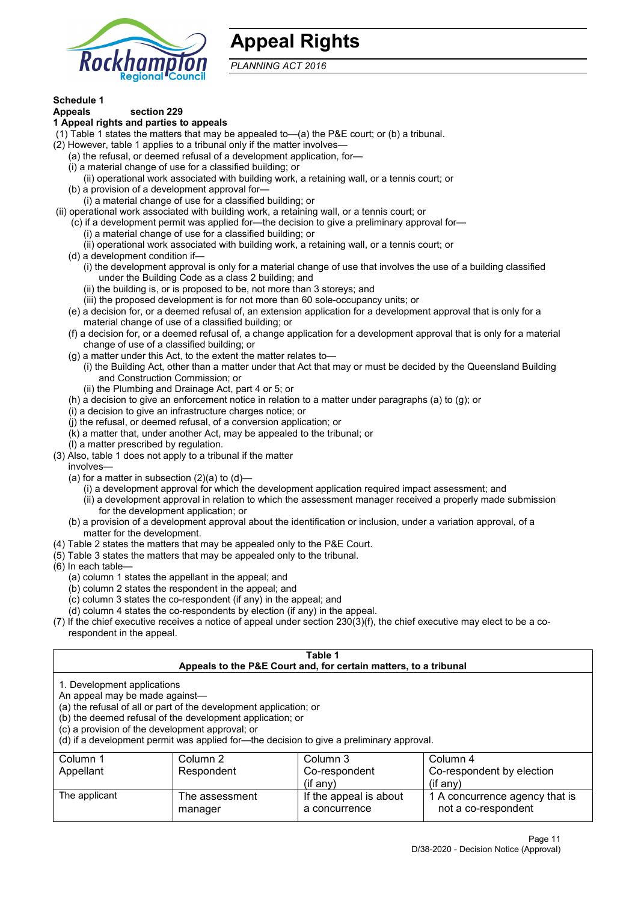# Appeal Rights

*PLANNING ACT 2016*

**Schedule 1**
**Appeals section 229**
**1 Appeal rights and parties to appeals**

(1) Table 1 states the matters that may be appealed to—(a) the P&E court; or (b) a tribunal.

(2) However, table 1 applies to a tribunal only if the matter involves—

(a) the refusal, or deemed refusal of a development application, for—

(i) a material change of use for a classified building; or

(ii) operational work associated with building work, a retaining wall, or a tennis court; or

(b) a provision of a development approval for—

(i) a material change of use for a classified building; or

(ii) operational work associated with building work, a retaining wall, or a tennis court; or

(c) if a development permit was applied for—the decision to give a preliminary approval for—

(i) a material change of use for a classified building; or

(ii) operational work associated with building work, a retaining wall, or a tennis court; or

(d) a development condition if—

(i) the development approval is only for a material change of use that involves the use of a building classified under the Building Code as a class 2 building; and

(ii) the building is, or is proposed to be, not more than 3 storeys; and

(iii) the proposed development is for not more than 60 sole-occupancy units; or

(e) a decision for, or a deemed refusal of, an extension application for a development approval that is only for a material change of use of a classified building; or

(f) a decision for, or a deemed refusal of, a change application for a development approval that is only for a material change of use of a classified building; or

(g) a matter under this Act, to the extent the matter relates to—

(i) the Building Act, other than a matter under that Act that may or must be decided by the Queensland Building and Construction Commission; or

(ii) the Plumbing and Drainage Act, part 4 or 5; or

(h) a decision to give an enforcement notice in relation to a matter under paragraphs (a) to (g); or

(i) a decision to give an infrastructure charges notice; or

(j) the refusal, or deemed refusal, of a conversion application; or

(k) a matter that, under another Act, may be appealed to the tribunal; or

(l) a matter prescribed by regulation.

(3) Also, table 1 does not apply to a tribunal if the matter involves—

(a) for a matter in subsection (2)(a) to (d)—

(i) a development approval for which the development application required impact assessment; and

(ii) a development approval in relation to which the assessment manager received a properly made submission for the development application; or

(b) a provision of a development approval about the identification or inclusion, under a variation approval, of a matter for the development.

(4) Table 2 states the matters that may be appealed only to the P&E Court.

(5) Table 3 states the matters that may be appealed only to the tribunal.

(6) In each table—

(a) column 1 states the appellant in the appeal; and

(b) column 2 states the respondent in the appeal; and

(c) column 3 states the co-respondent (if any) in the appeal; and

(d) column 4 states the co-respondents by election (if any) in the appeal.

(7) If the chief executive receives a notice of appeal under section 230(3)(f), the chief executive may elect to be a co-respondent in the appeal.

**Table 1**
**Appeals to the P&E Court and, for certain matters, to a tribunal**

1. Development applications
An appeal may be made against—
(a) the refusal of all or part of the development application; or
(b) the deemed refusal of the development application; or
(c) a provision of the development approval; or
(d) if a development permit was applied for—the decision to give a preliminary approval.

| Column 1<br>Appellant | Column 2<br>Respondent | Column 3<br>Co-respondent<br>(if any) | Column 4<br>Co-respondent by election<br>(if any) |
|---|---|---|---|
| The applicant | The assessment manager | If the appeal is about a concurrence | 1 A concurrence agency that is not a co-respondent |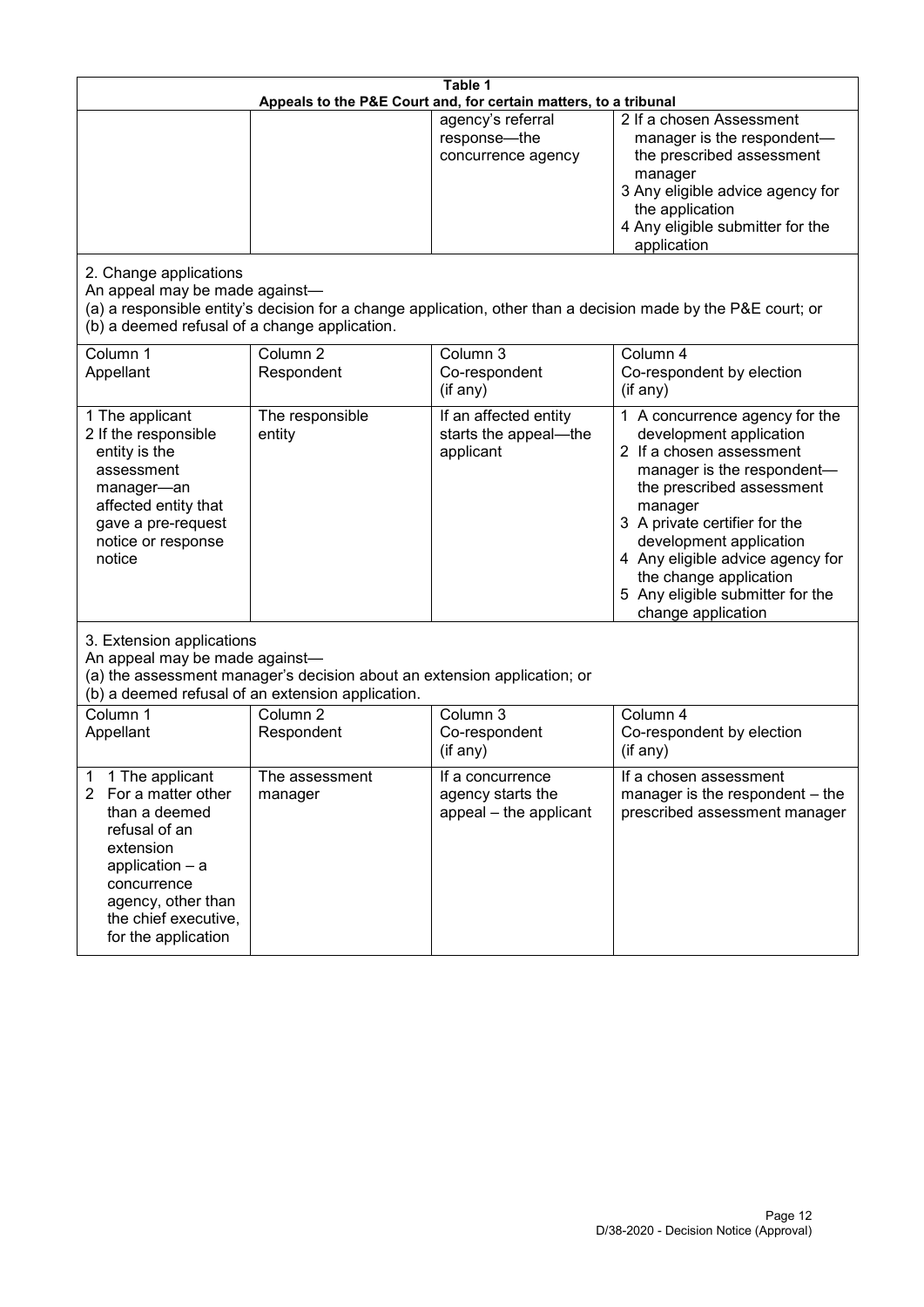| Table 1 | | | |
|---|---|---|---|
| Appeals to the P&E Court and, for certain matters, to a tribunal | | | |
| | | agency's referral response—the concurrence agency | 2 If a chosen Assessment manager is the respondent—the prescribed assessment manager<br>3 Any eligible advice agency for the application<br>4 Any eligible submitter for the application |

2. Change applications

An appeal may be made against—

(a) a responsible entity's decision for a change application, other than a decision made by the P&E court; or

(b) a deemed refusal of a change application.

| Column 1<br>Appellant | Column 2<br>Respondent | Column 3<br>Co-respondent<br>(if any) | Column 4<br>Co-respondent by election<br>(if any) |
|---|---|---|---|
| 1 The applicant<br>2 If the responsible entity is the assessment manager—an affected entity that gave a pre-request notice or response notice | The responsible entity | If an affected entity starts the appeal—the applicant | 1 A concurrence agency for the development application<br>2 If a chosen assessment manager is the respondent—the prescribed assessment manager<br>3 A private certifier for the development application<br>4 Any eligible advice agency for the change application<br>5 Any eligible submitter for the change application |

3. Extension applications

An appeal may be made against—

(a) the assessment manager's decision about an extension application; or

(b) a deemed refusal of an extension application.

| Column 1<br>Appellant | Column 2<br>Respondent | Column 3<br>Co-respondent<br>(if any) | Column 4<br>Co-respondent by election<br>(if any) |
|---|---|---|---|
| 1 1 The applicant<br>2 For a matter other than a deemed refusal of an extension application – a concurrence agency, other than the chief executive, for the application | The assessment manager | If a concurrence agency starts the appeal – the applicant | If a chosen assessment manager is the respondent – the prescribed assessment manager |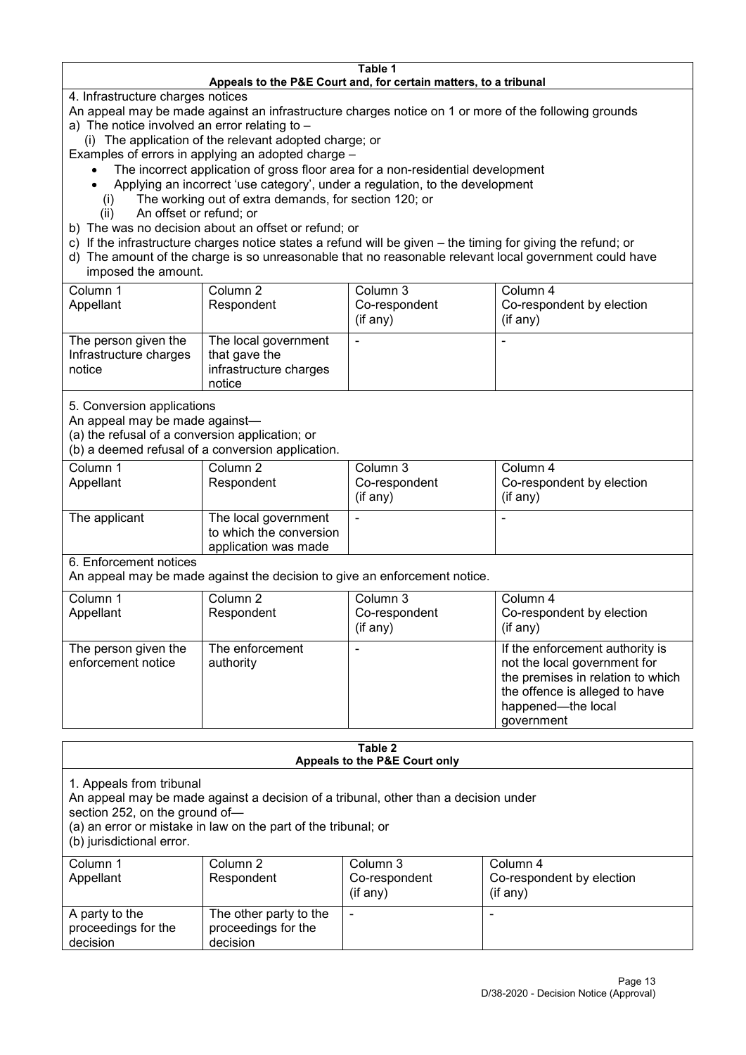**Table 1**
**Appeals to the P&E Court and, for certain matters, to a tribunal**

4. Infrastructure charges notices

An appeal may be made against an infrastructure charges notice on 1 or more of the following grounds

a) The notice involved an error relating to –
   (i) The application of the relevant adopted charge; or

Examples of errors in applying an adopted charge –

- The incorrect application of gross floor area for a non-residential development
- Applying an incorrect 'use category', under a regulation, to the development

   (i) The working out of extra demands, for section 120; or
   (ii) An offset or refund; or

b) The was no decision about an offset or refund; or

c) If the infrastructure charges notice states a refund will be given – the timing for giving the refund; or

d) The amount of the charge is so unreasonable that no reasonable relevant local government could have imposed the amount.

| Column 1<br>Appellant | Column 2<br>Respondent | Column 3<br>Co-respondent<br>(if any) | Column 4<br>Co-respondent by election<br>(if any) |
|---|---|---|---|
| The person given the Infrastructure charges notice | The local government that gave the infrastructure charges notice | - | - |

5. Conversion applications

An appeal may be made against—

(a) the refusal of a conversion application; or

(b) a deemed refusal of a conversion application.

| Column 1<br>Appellant | Column 2<br>Respondent | Column 3<br>Co-respondent<br>(if any) | Column 4<br>Co-respondent by election<br>(if any) |
|---|---|---|---|
| The applicant | The local government to which the conversion application was made | - | - |

6. Enforcement notices

An appeal may be made against the decision to give an enforcement notice.

| Column 1<br>Appellant | Column 2<br>Respondent | Column 3<br>Co-respondent<br>(if any) | Column 4<br>Co-respondent by election<br>(if any) |
|---|---|---|---|
| The person given the enforcement notice | The enforcement authority | - | If the enforcement authority is not the local government for the premises in relation to which the offence is alleged to have happened—the local government |

**Table 2**
**Appeals to the P&E Court only**

1. Appeals from tribunal

An appeal may be made against a decision of a tribunal, other than a decision under section 252, on the ground of—

(a) an error or mistake in law on the part of the tribunal; or

(b) jurisdictional error.

| Column 1<br>Appellant | Column 2<br>Respondent | Column 3<br>Co-respondent<br>(if any) | Column 4<br>Co-respondent by election<br>(if any) |
|---|---|---|---|
| A party to the proceedings for the decision | The other party to the proceedings for the decision | - | - |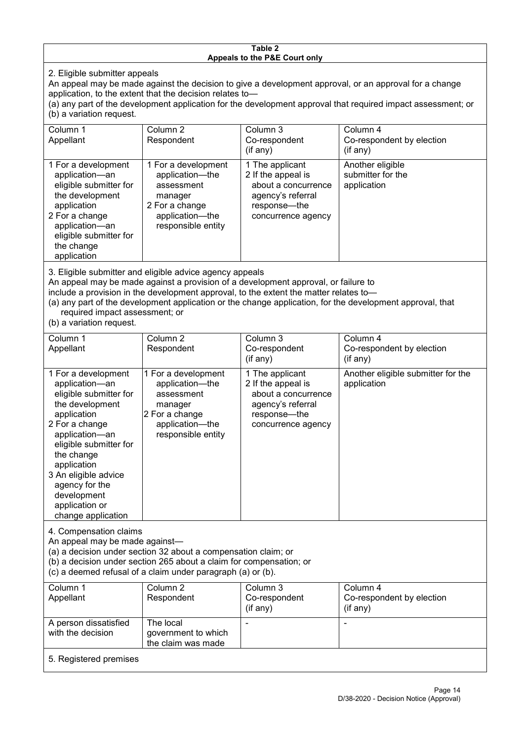**Table 2**
**Appeals to the P&E Court only**

2. Eligible submitter appeals

An appeal may be made against the decision to give a development approval, or an approval for a change application, to the extent that the decision relates to—
(a) any part of the development application for the development approval that required impact assessment; or
(b) a variation request.

| Column 1<br>Appellant | Column 2<br>Respondent | Column 3<br>Co-respondent<br>(if any) | Column 4<br>Co-respondent by election<br>(if any) |
|---|---|---|---|
| 1 For a development application—an eligible submitter for the development application<br>2 For a change application—an eligible submitter for the change application | 1 For a development application—the assessment manager<br>2 For a change application—the responsible entity | 1 The applicant<br>2 If the appeal is about a concurrence agency's referral response—the concurrence agency | Another eligible submitter for the application |

3. Eligible submitter and eligible advice agency appeals

An appeal may be made against a provision of a development approval, or failure to include a provision in the development approval, to the extent the matter relates to—
(a) any part of the development application or the change application, for the development approval, that required impact assessment; or
(b) a variation request.

| Column 1<br>Appellant | Column 2<br>Respondent | Column 3<br>Co-respondent<br>(if any) | Column 4<br>Co-respondent by election<br>(if any) |
|---|---|---|---|
| 1 For a development application—an eligible submitter for the development application<br>2 For a change application—an eligible submitter for the change application<br>3 An eligible advice agency for the development application or change application | 1 For a development application—the assessment manager<br>2 For a change application—the responsible entity | 1 The applicant<br>2 If the appeal is about a concurrence agency's referral response—the concurrence agency | Another eligible submitter for the application |

4. Compensation claims

An appeal may be made against—
(a) a decision under section 32 about a compensation claim; or
(b) a decision under section 265 about a claim for compensation; or
(c) a deemed refusal of a claim under paragraph (a) or (b).

| Column 1<br>Appellant | Column 2<br>Respondent | Column 3<br>Co-respondent<br>(if any) | Column 4<br>Co-respondent by election<br>(if any) |
|---|---|---|---|
| A person dissatisfied with the decision | The local government to which the claim was made | - | - |

5. Registered premises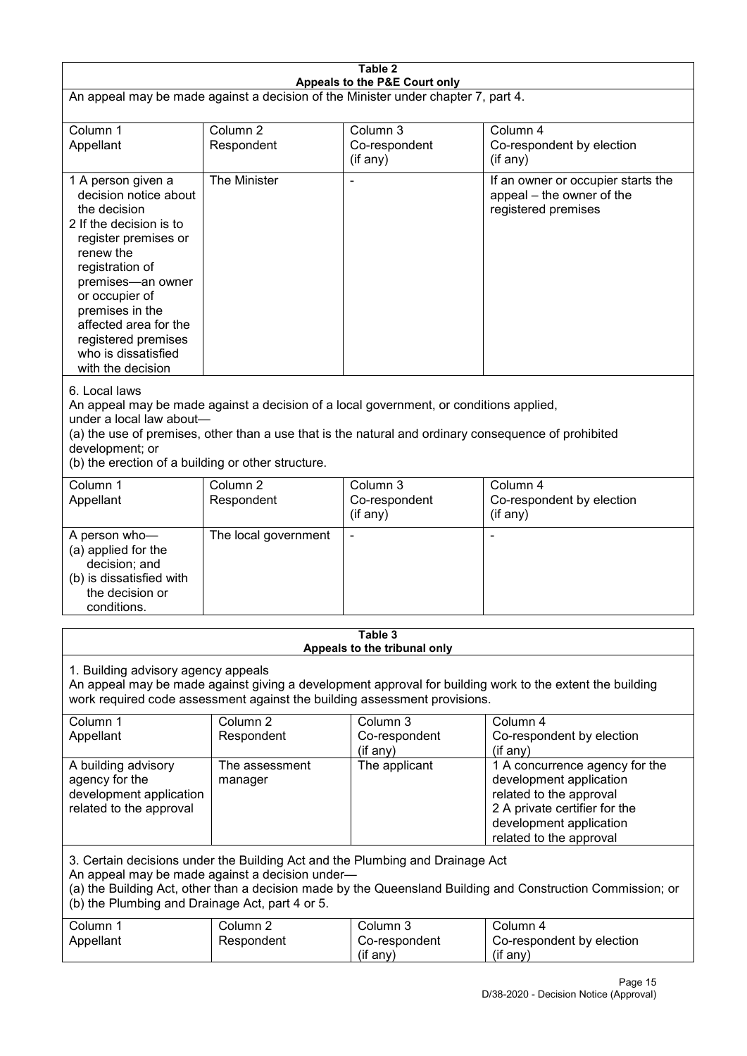**Table 2**
**Appeals to the P&E Court only**

An appeal may be made against a decision of the Minister under chapter 7, part 4.

| Column 1<br>Appellant | Column 2<br>Respondent | Column 3<br>Co-respondent<br>(if any) | Column 4<br>Co-respondent by election<br>(if any) |
|---|---|---|---|
| 1 A person given a decision notice about the decision<br>2 If the decision is to register premises or renew the registration of premises—an owner or occupier of premises in the affected area for the registered premises who is dissatisfied with the decision | The Minister | - | If an owner or occupier starts the appeal – the owner of the registered premises |

6. Local laws

An appeal may be made against a decision of a local government, or conditions applied, under a local law about—

(a) the use of premises, other than a use that is the natural and ordinary consequence of prohibited development; or

(b) the erection of a building or other structure.

| Column 1<br>Appellant | Column 2<br>Respondent | Column 3<br>Co-respondent<br>(if any) | Column 4<br>Co-respondent by election<br>(if any) |
|---|---|---|---|
| A person who—<br>(a) applied for the decision; and<br>(b) is dissatisfied with the decision or conditions. | The local government | - | - |

**Table 3**
**Appeals to the tribunal only**

1. Building advisory agency appeals

An appeal may be made against giving a development approval for building work to the extent the building work required code assessment against the building assessment provisions.

| Column 1<br>Appellant | Column 2<br>Respondent | Column 3<br>Co-respondent<br>(if any) | Column 4<br>Co-respondent by election<br>(if any) |
|---|---|---|---|
| A building advisory agency for the development application related to the approval | The assessment manager | The applicant | 1 A concurrence agency for the development application related to the approval<br>2 A private certifier for the development application related to the approval |

3. Certain decisions under the Building Act and the Plumbing and Drainage Act

An appeal may be made against a decision under—

(a) the Building Act, other than a decision made by the Queensland Building and Construction Commission; or

(b) the Plumbing and Drainage Act, part 4 or 5.

| Column 1<br>Appellant | Column 2<br>Respondent | Column 3<br>Co-respondent<br>(if any) | Column 4<br>Co-respondent by election<br>(if any) |
|---|---|---|---|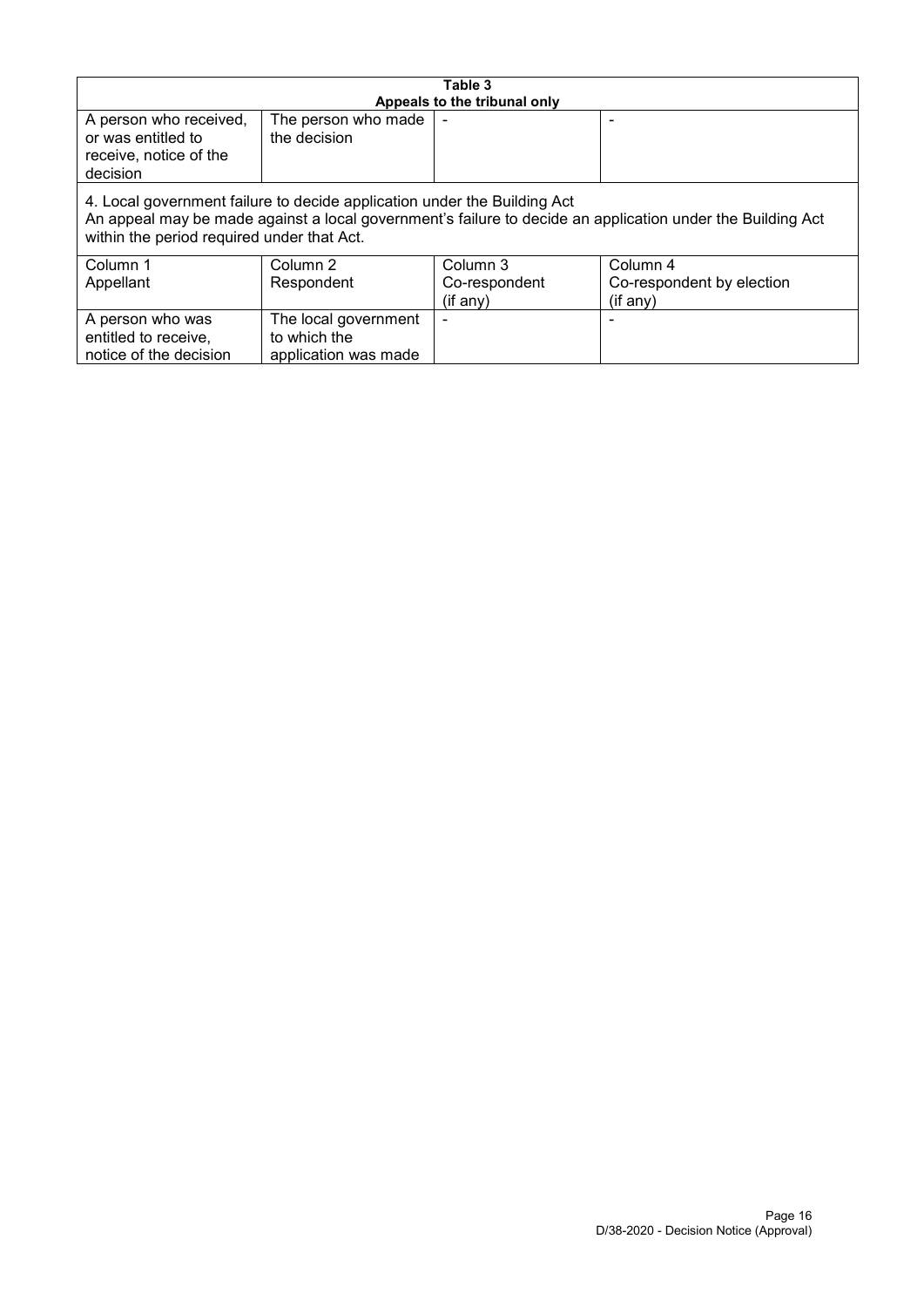**Table 3**
**Appeals to the tribunal only**

| | | | |
|---|---|---|---|
| A person who received, or was entitled to receive, notice of the decision | The person who made the decision | - | - |

4. Local government failure to decide application under the Building Act
An appeal may be made against a local government's failure to decide an application under the Building Act within the period required under that Act.

| Column 1<br>Appellant | Column 2<br>Respondent | Column 3<br>Co-respondent<br>(if any) | Column 4<br>Co-respondent by election<br>(if any) |
|---|---|---|---|
| A person who was entitled to receive, notice of the decision | The local government to which the application was made | - | - |